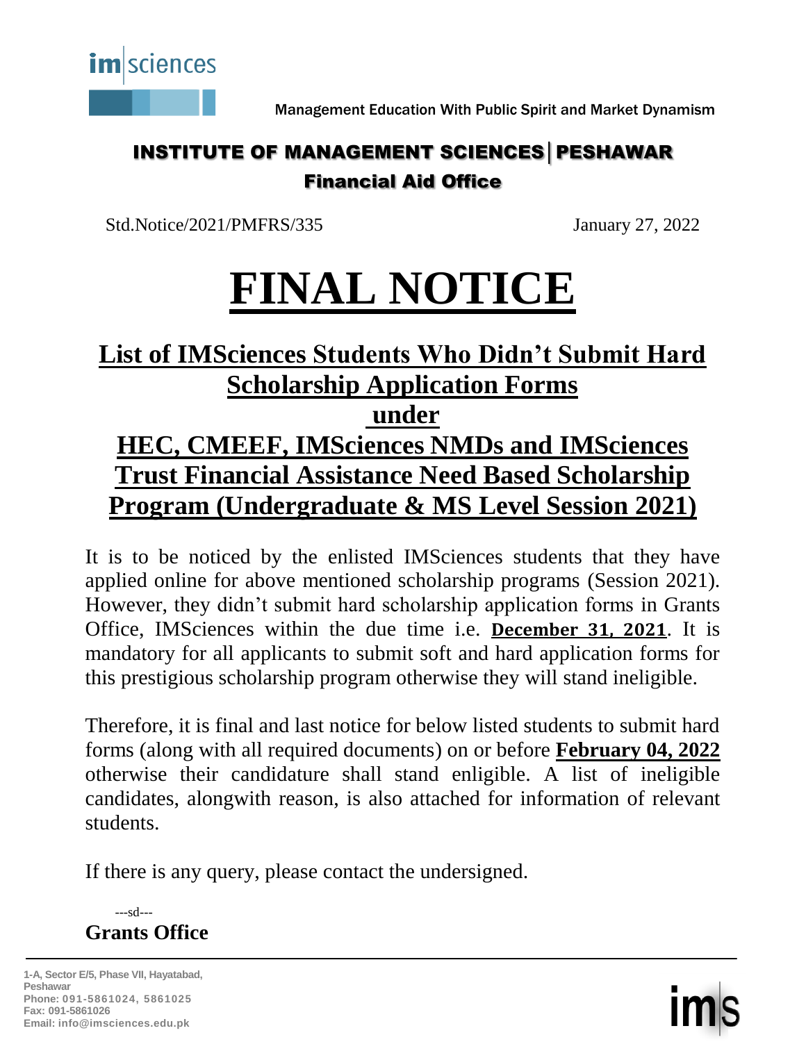Management Education With Public Spirit and Market Dynamism

**INSTITUTE OF MANAGEMENT SCIENCES | PESHAWAR**

**Financial Aid Office**

Std.Notice/2021/PMFRS/335 January 27, 2022

# FINAL NOTICE

## List of IMSciences Students Who Didn't Submit Hard Scholarship Application Forms under HEC, CMEEF, IMSciences NMDs and IMSciences Trust Financial Assistance Need Based Scholarship Program (Undergraduate & MS Level Session 2021)

It is to be noticed by the enlisted IMSciences students that they have applied online for above mentioned scholarship programs (Session 2021). However, they didn't submit hard scholarship application forms in Grants Office, IMSciences within the due time i.e. **December 31, 2021**. It is mandatory for all applicants to submit soft and hard application forms for this prestigious scholarship program otherwise they will stand ineligible.

Therefore, it is final and last notice for below listed students to submit hard forms (along with all required documents) on or before **February 04, 2022** otherwise their candidature shall stand enligible. A list of ineligible candidates, alongwith reason, is also attached for information of relevant students.

If there is any query, please contact the undersigned.

---sd---

**Grants Office**

1-A, Sector E/5, Phase VII, Hayatabad, Peshawar
Phone: 091-5861024, 5861025
Fax: 091-5861026
Email: info@imsciences.edu.pk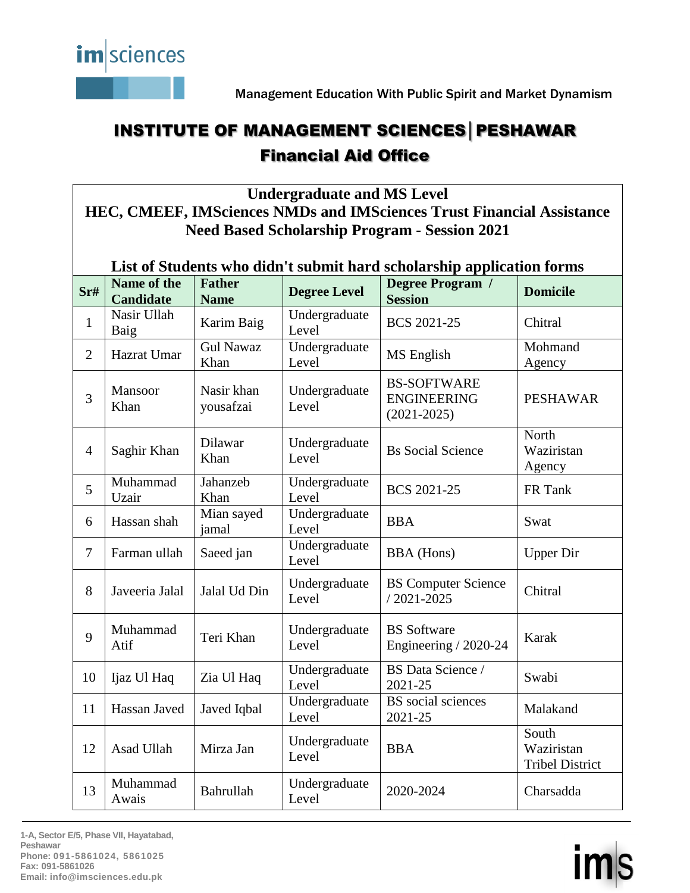im|sciences

Management Education With Public Spirit and Market Dynamism

# INSTITUTE OF MANAGEMENT SCIENCES | PESHAWAR

## Financial Aid Office

**Undergraduate and MS Level**
**HEC, CMEEF, IMSciences NMDs and IMSciences Trust Financial Assistance**
**Need Based Scholarship Program - Session 2021**

**List of Students who didn't submit hard scholarship application forms**

| Sr# | Name of the Candidate | Father Name | Degree Level | Degree Program / Session | Domicile |
|---|---|---|---|---|---|
| 1 | Nasir Ullah Baig | Karim Baig | Undergraduate Level | BCS 2021-25 | Chitral |
| 2 | Hazrat Umar | Gul Nawaz Khan | Undergraduate Level | MS English | Mohmand Agency |
| 3 | Mansoor Khan | Nasir khan yousafzai | Undergraduate Level | BS-SOFTWARE ENGINEERING (2021-2025) | PESHAWAR |
| 4 | Saghir Khan | Dilawar Khan | Undergraduate Level | Bs Social Science | North Waziristan Agency |
| 5 | Muhammad Uzair | Jahanzeb Khan | Undergraduate Level | BCS 2021-25 | FR Tank |
| 6 | Hassan shah | Mian sayed jamal | Undergraduate Level | BBA | Swat |
| 7 | Farman ullah | Saeed jan | Undergraduate Level | BBA (Hons) | Upper Dir |
| 8 | Javeeria Jalal | Jalal Ud Din | Undergraduate Level | BS Computer Science / 2021-2025 | Chitral |
| 9 | Muhammad Atif | Teri Khan | Undergraduate Level | BS Software Engineering / 2020-24 | Karak |
| 10 | Ijaz Ul Haq | Zia Ul Haq | Undergraduate Level | BS Data Science / 2021-25 | Swabi |
| 11 | Hassan Javed | Javed Iqbal | Undergraduate Level | BS social sciences 2021-25 | Malakand |
| 12 | Asad Ullah | Mirza Jan | Undergraduate Level | BBA | South Waziristan Tribel District |
| 13 | Muhammad Awais | Bahrullah | Undergraduate Level | 2020-2024 | Charsadda |

1-A, Sector E/5, Phase VII, Hayatabad, Peshawar
Phone: 091-5861024, 5861025
Fax: 091-5861026
Email: info@imsciences.edu.pk

ims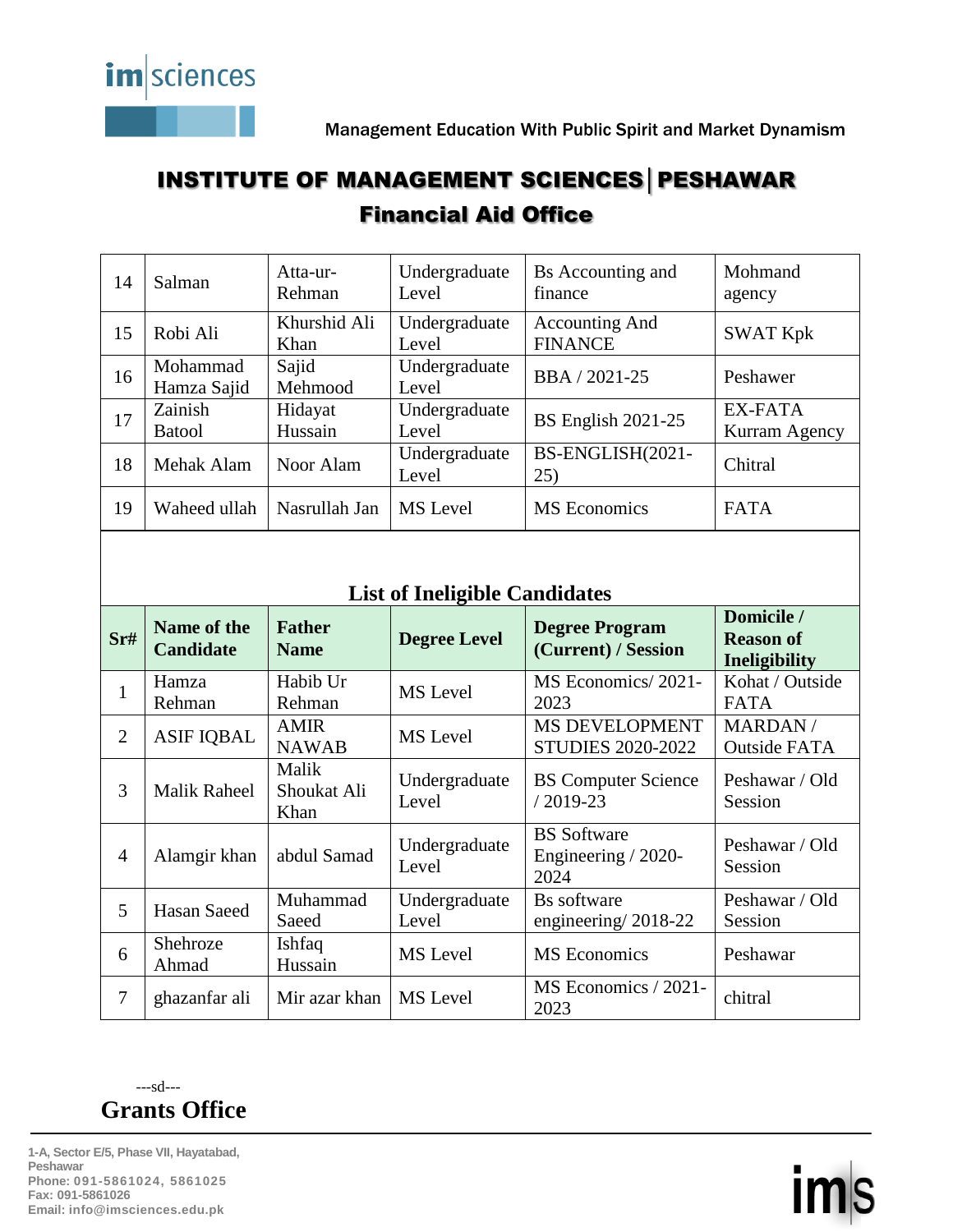im|sciences

Management Education With Public Spirit and Market Dynamism

# INSTITUTE OF MANAGEMENT SCIENCES | PESHAWAR

## Financial Aid Office

| | | | | | |
|---|---|---|---|---|---|
| 14 | Salman | Atta-ur-Rehman | Undergraduate Level | Bs Accounting and finance | Mohmand agency |
| 15 | Robi Ali | Khurshid Ali Khan | Undergraduate Level | Accounting And FINANCE | SWAT Kpk |
| 16 | Mohammad Hamza Sajid | Sajid Mehmood | Undergraduate Level | BBA / 2021-25 | Peshawer |
| 17 | Zainish Batool | Hidayat Hussain | Undergraduate Level | BS English 2021-25 | EX-FATA Kurram Agency |
| 18 | Mehak Alam | Noor Alam | Undergraduate Level | BS-ENGLISH(2021-25) | Chitral |
| 19 | Waheed ullah | Nasrullah Jan | MS Level | MS Economics | FATA |

### List of Ineligible Candidates

| Sr# | Name of the Candidate | Father Name | Degree Level | Degree Program (Current) / Session | Domicile / Reason of Ineligibility |
|---|---|---|---|---|---|
| 1 | Hamza Rehman | Habib Ur Rehman | MS Level | MS Economics/ 2021-2023 | Kohat / Outside FATA |
| 2 | ASIF IQBAL | AMIR NAWAB | MS Level | MS DEVELOPMENT STUDIES 2020-2022 | MARDAN / Outside FATA |
| 3 | Malik Raheel | Malik Shoukat Ali Khan | Undergraduate Level | BS Computer Science / 2019-23 | Peshawar / Old Session |
| 4 | Alamgir khan | abdul Samad | Undergraduate Level | BS Software Engineering / 2020-2024 | Peshawar / Old Session |
| 5 | Hasan Saeed | Muhammad Saeed | Undergraduate Level | Bs software engineering/ 2018-22 | Peshawar / Old Session |
| 6 | Shehroze Ahmad | Ishfaq Hussain | MS Level | MS Economics | Peshawar |
| 7 | ghazanfar ali | Mir azar khan | MS Level | MS Economics / 2021-2023 | chitral |

---sd---

**Grants Office**

1-A, Sector E/5, Phase VII, Hayatabad, Peshawar
Phone: 091-5861024, 5861025
Fax: 091-5861026
Email: info@imsciences.edu.pk